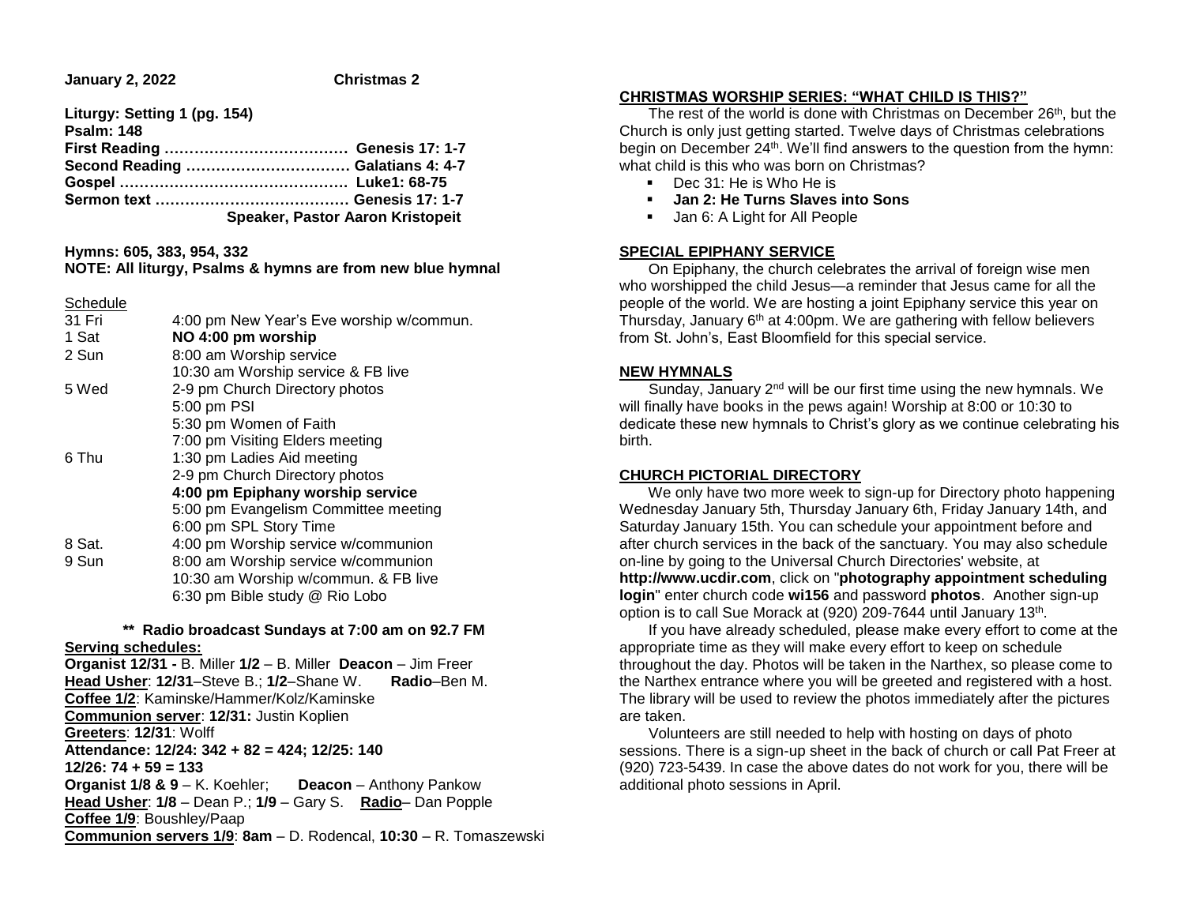**January 2, 2022** **Christmas 2**

**Liturgy: Setting 1 (pg. 154)**
**Psalm: 148**
**First Reading ……………………………… Genesis 17: 1-7**
**Second Reading …………………………… Galatians 4: 4-7**
**Gospel ……………………………………… Luke1: 68-75**
**Sermon text ………………………………… Genesis 17: 1-7**
**Speaker, Pastor Aaron Kristopeit**

**Hymns: 605, 383, 954, 332**
**NOTE: All liturgy, Psalms & hymns are from new blue hymnal**

Schedule

| | |
|---|---|
| 31 Fri | 4:00 pm New Year's Eve worship w/commun. |
| 1 Sat | **NO 4:00 pm worship** |
| 2 Sun | 8:00 am Worship service |
| | 10:30 am Worship service & FB live |
| 5 Wed | 2-9 pm Church Directory photos |
| | 5:00 pm PSI |
| | 5:30 pm Women of Faith |
| | 7:00 pm Visiting Elders meeting |
| 6 Thu | 1:30 pm Ladies Aid meeting |
| | 2-9 pm Church Directory photos |
| | **4:00 pm Epiphany worship service** |
| | 5:00 pm Evangelism Committee meeting |
| | 6:00 pm SPL Story Time |
| 8 Sat. | 4:00 pm Worship service w/communion |
| 9 Sun | 8:00 am Worship service w/communion |
| | 10:30 am Worship w/commun. & FB live |
| | 6:30 pm Bible study @ Rio Lobo |

**\*\* Radio broadcast Sundays at 7:00 am on 92.7 FM**

**Serving schedules:**
**Organist 12/31 -** B. Miller **1/2** – B. Miller **Deacon** – Jim Freer
**Head Usher**: **12/31**–Steve B.; **1/2**–Shane W. **Radio**–Ben M.
**Coffee 1/2**: Kaminske/Hammer/Kolz/Kaminske
**Communion server**: **12/31:** Justin Koplien
**Greeters**: **12/31**: Wolff
**Attendance: 12/24: 342 + 82 = 424; 12/25: 140**
**12/26: 74 + 59 = 133**
**Organist 1/8 & 9** – K. Koehler; **Deacon** – Anthony Pankow
**Head Usher**: **1/8** – Dean P.; **1/9** – Gary S. **Radio**– Dan Popple
**Coffee 1/9**: Boushley/Paap
**Communion servers 1/9**: **8am** – D. Rodencal, **10:30** – R. Tomaszewski

## CHRISTMAS WORSHIP SERIES: "WHAT CHILD IS THIS?"

The rest of the world is done with Christmas on December 26th, but the Church is only just getting started. Twelve days of Christmas celebrations begin on December 24th. We'll find answers to the question from the hymn: what child is this who was born on Christmas?

- Dec 31: He is Who He is
- **Jan 2: He Turns Slaves into Sons**
- Jan 6: A Light for All People

## SPECIAL EPIPHANY SERVICE

On Epiphany, the church celebrates the arrival of foreign wise men who worshipped the child Jesus—a reminder that Jesus came for all the people of the world. We are hosting a joint Epiphany service this year on Thursday, January 6th at 4:00pm. We are gathering with fellow believers from St. John's, East Bloomfield for this special service.

## NEW HYMNALS

Sunday, January 2nd will be our first time using the new hymnals. We will finally have books in the pews again! Worship at 8:00 or 10:30 to dedicate these new hymnals to Christ's glory as we continue celebrating his birth.

## CHURCH PICTORIAL DIRECTORY

We only have two more week to sign-up for Directory photo happening Wednesday January 5th, Thursday January 6th, Friday January 14th, and Saturday January 15th. You can schedule your appointment before and after church services in the back of the sanctuary. You may also schedule on-line by going to the Universal Church Directories' website, at **http://www.ucdir.com**, click on "**photography appointment scheduling login**" enter church code **wi156** and password **photos**. Another sign-up option is to call Sue Morack at (920) 209-7644 until January 13th.

If you have already scheduled, please make every effort to come at the appropriate time as they will make every effort to keep on schedule throughout the day. Photos will be taken in the Narthex, so please come to the Narthex entrance where you will be greeted and registered with a host. The library will be used to review the photos immediately after the pictures are taken.

Volunteers are still needed to help with hosting on days of photo sessions. There is a sign-up sheet in the back of church or call Pat Freer at (920) 723-5439. In case the above dates do not work for you, there will be additional photo sessions in April.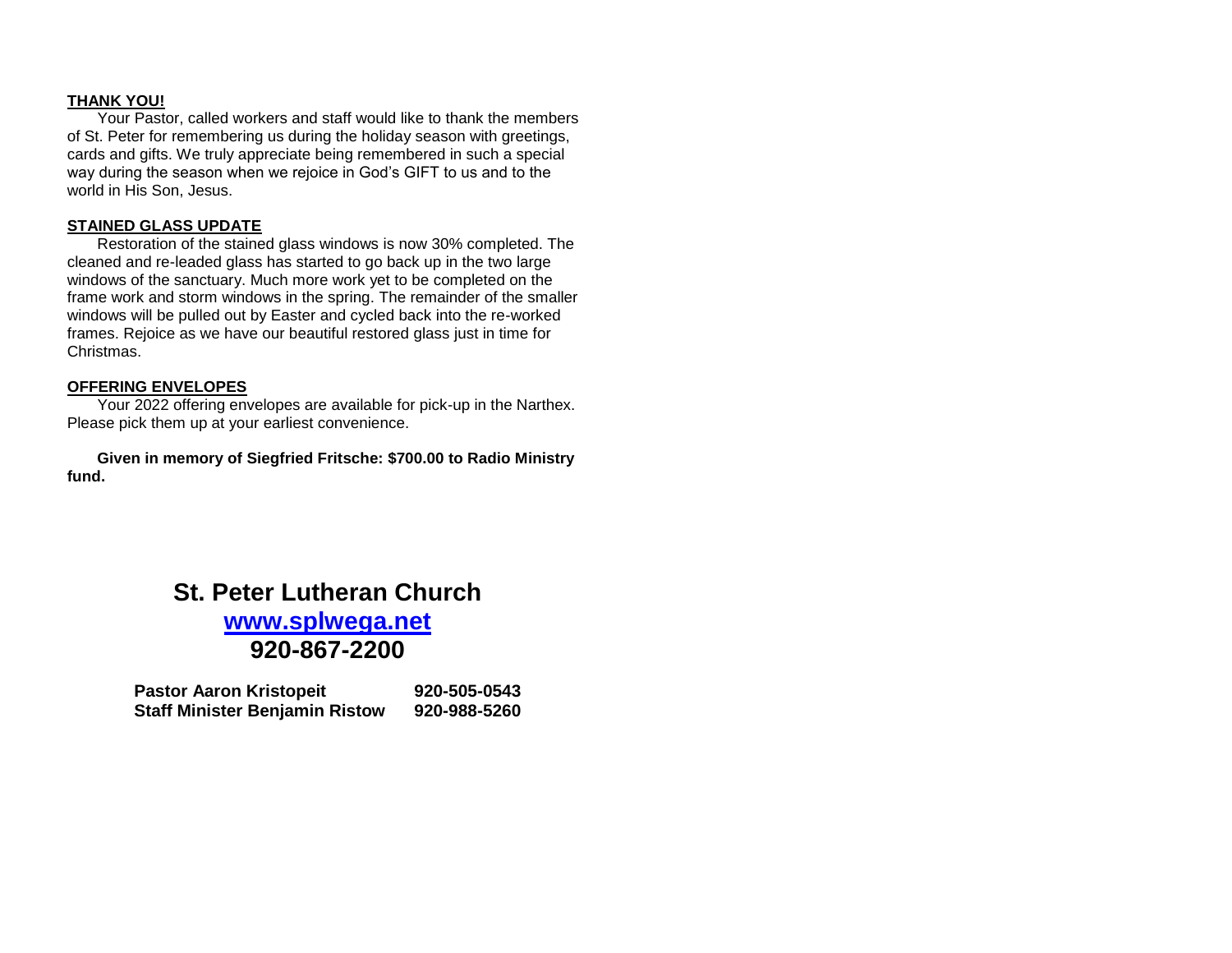**THANK YOU!**

Your Pastor, called workers and staff would like to thank the members of St. Peter for remembering us during the holiday season with greetings, cards and gifts. We truly appreciate being remembered in such a special way during the season when we rejoice in God's GIFT to us and to the world in His Son, Jesus.

**STAINED GLASS UPDATE**

Restoration of the stained glass windows is now 30% completed. The cleaned and re-leaded glass has started to go back up in the two large windows of the sanctuary. Much more work yet to be completed on the frame work and storm windows in the spring. The remainder of the smaller windows will be pulled out by Easter and cycled back into the re-worked frames. Rejoice as we have our beautiful restored glass just in time for Christmas.

**OFFERING ENVELOPES**

Your 2022 offering envelopes are available for pick-up in the Narthex. Please pick them up at your earliest convenience.

**Given in memory of Siegfried Fritsche: $700.00 to Radio Ministry fund.**

# St. Peter Lutheran Church

## www.splwega.net

## 920-867-2200

| | |
|---|---|
| **Pastor Aaron Kristopeit** | **920-505-0543** |
| **Staff Minister Benjamin Ristow** | **920-988-5260** |